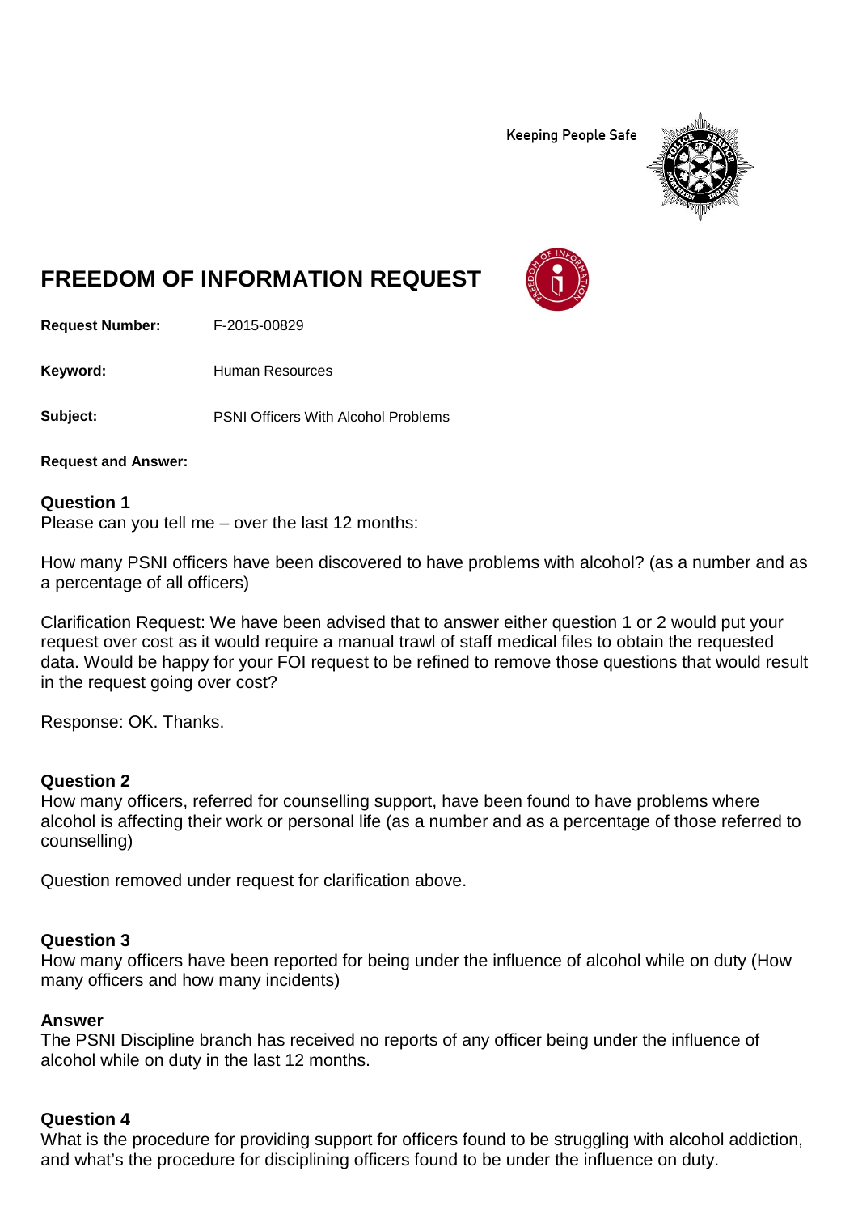Keeping People Safe

# FREEDOM OF INFORMATION REQUEST

**Request Number:** F-2015-00829

**Keyword:** Human Resources

**Subject:** PSNI Officers With Alcohol Problems

**Request and Answer:**

### Question 1

Please can you tell me – over the last 12 months:

How many PSNI officers have been discovered to have problems with alcohol? (as a number and as a percentage of all officers)

Clarification Request: We have been advised that to answer either question 1 or 2 would put your request over cost as it would require a manual trawl of staff medical files to obtain the requested data. Would be happy for your FOI request to be refined to remove those questions that would result in the request going over cost?

Response: OK. Thanks.

### Question 2

How many officers, referred for counselling support, have been found to have problems where alcohol is affecting their work or personal life (as a number and as a percentage of those referred to counselling)

Question removed under request for clarification above.

### Question 3

How many officers have been reported for being under the influence of alcohol while on duty (How many officers and how many incidents)

### Answer

The PSNI Discipline branch has received no reports of any officer being under the influence of alcohol while on duty in the last 12 months.

### Question 4

What is the procedure for providing support for officers found to be struggling with alcohol addiction, and what's the procedure for disciplining officers found to be under the influence on duty.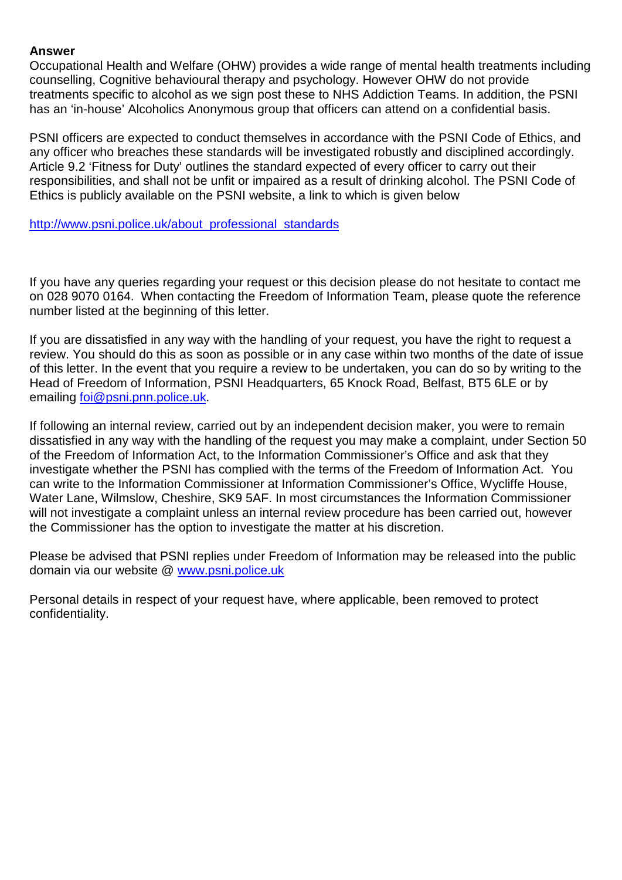**Answer**

Occupational Health and Welfare (OHW) provides a wide range of mental health treatments including counselling, Cognitive behavioural therapy and psychology. However OHW do not provide treatments specific to alcohol as we sign post these to NHS Addiction Teams. In addition, the PSNI has an 'in-house' Alcoholics Anonymous group that officers can attend on a confidential basis.

PSNI officers are expected to conduct themselves in accordance with the PSNI Code of Ethics, and any officer who breaches these standards will be investigated robustly and disciplined accordingly. Article 9.2 'Fitness for Duty' outlines the standard expected of every officer to carry out their responsibilities, and shall not be unfit or impaired as a result of drinking alcohol. The PSNI Code of Ethics is publicly available on the PSNI website, a link to which is given below

http://www.psni.police.uk/about_professional_standards

If you have any queries regarding your request or this decision please do not hesitate to contact me on 028 9070 0164. When contacting the Freedom of Information Team, please quote the reference number listed at the beginning of this letter.

If you are dissatisfied in any way with the handling of your request, you have the right to request a review. You should do this as soon as possible or in any case within two months of the date of issue of this letter. In the event that you require a review to be undertaken, you can do so by writing to the Head of Freedom of Information, PSNI Headquarters, 65 Knock Road, Belfast, BT5 6LE or by emailing foi@psni.pnn.police.uk.

If following an internal review, carried out by an independent decision maker, you were to remain dissatisfied in any way with the handling of the request you may make a complaint, under Section 50 of the Freedom of Information Act, to the Information Commissioner's Office and ask that they investigate whether the PSNI has complied with the terms of the Freedom of Information Act. You can write to the Information Commissioner at Information Commissioner's Office, Wycliffe House, Water Lane, Wilmslow, Cheshire, SK9 5AF. In most circumstances the Information Commissioner will not investigate a complaint unless an internal review procedure has been carried out, however the Commissioner has the option to investigate the matter at his discretion.

Please be advised that PSNI replies under Freedom of Information may be released into the public domain via our website @ www.psni.police.uk

Personal details in respect of your request have, where applicable, been removed to protect confidentiality.